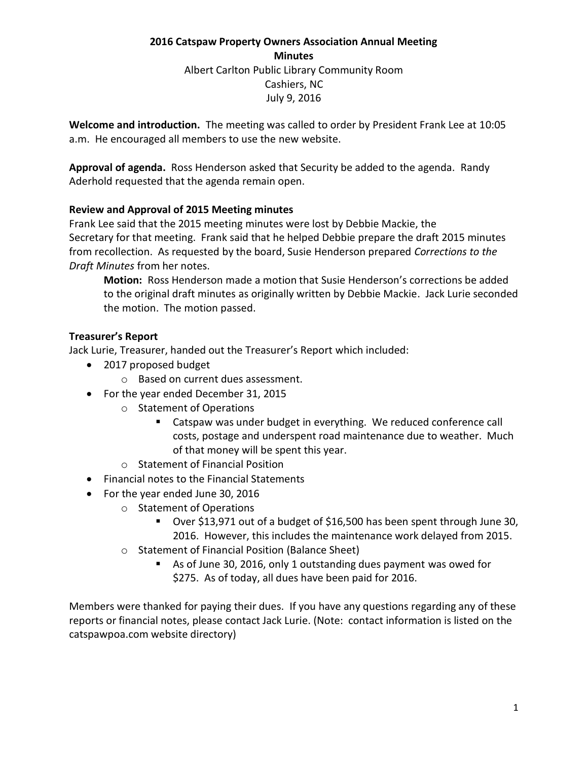# 2016 Catspaw Property Owners Association Annual Meeting
## Minutes

Albert Carlton Public Library Community Room
Cashiers, NC
July 9, 2016

**Welcome and introduction.** The meeting was called to order by President Frank Lee at 10:05 a.m. He encouraged all members to use the new website.

**Approval of agenda.** Ross Henderson asked that Security be added to the agenda. Randy Aderhold requested that the agenda remain open.

**Review and Approval of 2015 Meeting minutes**

Frank Lee said that the 2015 meeting minutes were lost by Debbie Mackie, the Secretary for that meeting. Frank said that he helped Debbie prepare the draft 2015 minutes from recollection. As requested by the board, Susie Henderson prepared *Corrections to the Draft Minutes* from her notes.

> **Motion:** Ross Henderson made a motion that Susie Henderson's corrections be added to the original draft minutes as originally written by Debbie Mackie. Jack Lurie seconded the motion. The motion passed.

**Treasurer's Report**

Jack Lurie, Treasurer, handed out the Treasurer's Report which included:

- 2017 proposed budget
  - Based on current dues assessment.
- For the year ended December 31, 2015
  - Statement of Operations
    - Catspaw was under budget in everything. We reduced conference call costs, postage and underspent road maintenance due to weather. Much of that money will be spent this year.
  - Statement of Financial Position
- Financial notes to the Financial Statements
- For the year ended June 30, 2016
  - Statement of Operations
    - Over $13,971 out of a budget of $16,500 has been spent through June 30, 2016. However, this includes the maintenance work delayed from 2015.
  - Statement of Financial Position (Balance Sheet)
    - As of June 30, 2016, only 1 outstanding dues payment was owed for $275. As of today, all dues have been paid for 2016.

Members were thanked for paying their dues. If you have any questions regarding any of these reports or financial notes, please contact Jack Lurie. (Note: contact information is listed on the catspawpoa.com website directory)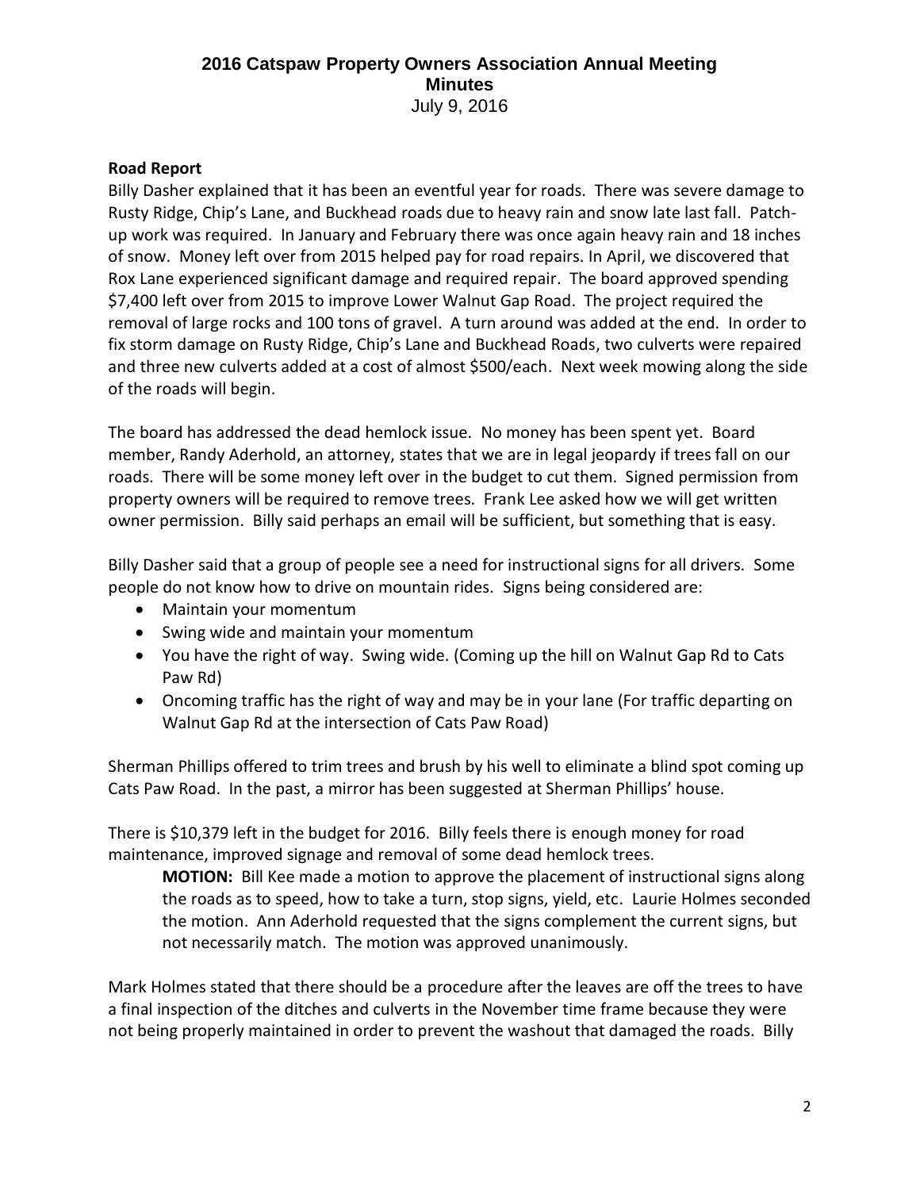## Road Report

Billy Dasher explained that it has been an eventful year for roads. There was severe damage to Rusty Ridge, Chip's Lane, and Buckhead roads due to heavy rain and snow late last fall. Patch-up work was required. In January and February there was once again heavy rain and 18 inches of snow. Money left over from 2015 helped pay for road repairs. In April, we discovered that Rox Lane experienced significant damage and required repair. The board approved spending $7,400 left over from 2015 to improve Lower Walnut Gap Road. The project required the removal of large rocks and 100 tons of gravel. A turn around was added at the end. In order to fix storm damage on Rusty Ridge, Chip's Lane and Buckhead Roads, two culverts were repaired and three new culverts added at a cost of almost $500/each. Next week mowing along the side of the roads will begin.

The board has addressed the dead hemlock issue. No money has been spent yet. Board member, Randy Aderhold, an attorney, states that we are in legal jeopardy if trees fall on our roads. There will be some money left over in the budget to cut them. Signed permission from property owners will be required to remove trees. Frank Lee asked how we will get written owner permission. Billy said perhaps an email will be sufficient, but something that is easy.

Billy Dasher said that a group of people see a need for instructional signs for all drivers. Some people do not know how to drive on mountain rides. Signs being considered are:

- Maintain your momentum
- Swing wide and maintain your momentum
- You have the right of way. Swing wide. (Coming up the hill on Walnut Gap Rd to Cats Paw Rd)
- Oncoming traffic has the right of way and may be in your lane (For traffic departing on Walnut Gap Rd at the intersection of Cats Paw Road)

Sherman Phillips offered to trim trees and brush by his well to eliminate a blind spot coming up Cats Paw Road. In the past, a mirror has been suggested at Sherman Phillips' house.

There is $10,379 left in the budget for 2016. Billy feels there is enough money for road maintenance, improved signage and removal of some dead hemlock trees.

> **MOTION:** Bill Kee made a motion to approve the placement of instructional signs along the roads as to speed, how to take a turn, stop signs, yield, etc. Laurie Holmes seconded the motion. Ann Aderhold requested that the signs complement the current signs, but not necessarily match. The motion was approved unanimously.

Mark Holmes stated that there should be a procedure after the leaves are off the trees to have a final inspection of the ditches and culverts in the November time frame because they were not being properly maintained in order to prevent the washout that damaged the roads. Billy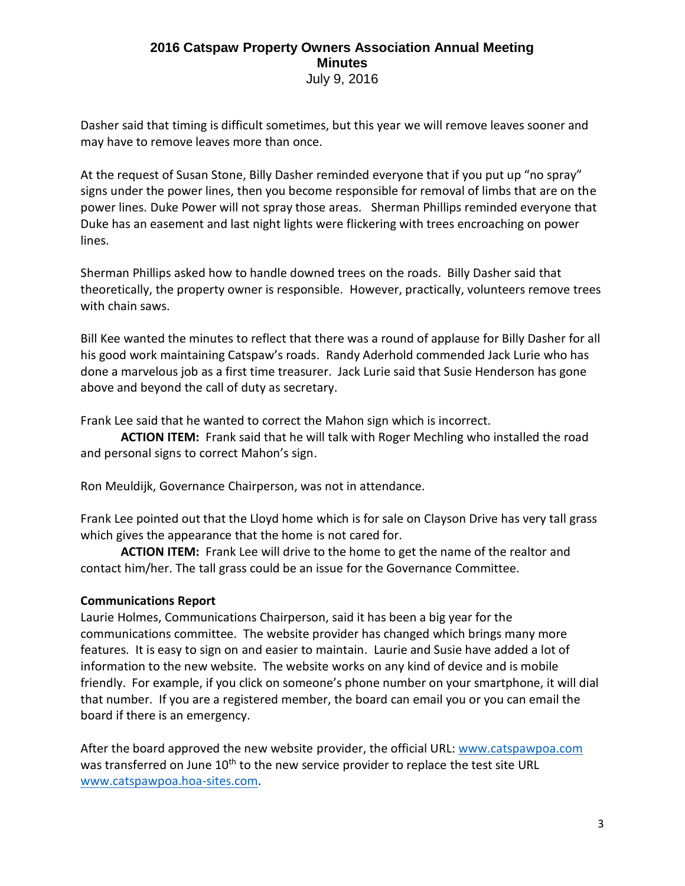Dasher said that timing is difficult sometimes, but this year we will remove leaves sooner and may have to remove leaves more than once.

At the request of Susan Stone, Billy Dasher reminded everyone that if you put up "no spray" signs under the power lines, then you become responsible for removal of limbs that are on the power lines. Duke Power will not spray those areas. Sherman Phillips reminded everyone that Duke has an easement and last night lights were flickering with trees encroaching on power lines.

Sherman Phillips asked how to handle downed trees on the roads. Billy Dasher said that theoretically, the property owner is responsible. However, practically, volunteers remove trees with chain saws.

Bill Kee wanted the minutes to reflect that there was a round of applause for Billy Dasher for all his good work maintaining Catspaw's roads. Randy Aderhold commended Jack Lurie who has done a marvelous job as a first time treasurer. Jack Lurie said that Susie Henderson has gone above and beyond the call of duty as secretary.

Frank Lee said that he wanted to correct the Mahon sign which is incorrect.

**ACTION ITEM:** Frank said that he will talk with Roger Mechling who installed the road and personal signs to correct Mahon's sign.

Ron Meuldijk, Governance Chairperson, was not in attendance.

Frank Lee pointed out that the Lloyd home which is for sale on Clayson Drive has very tall grass which gives the appearance that the home is not cared for.

**ACTION ITEM:** Frank Lee will drive to the home to get the name of the realtor and contact him/her. The tall grass could be an issue for the Governance Committee.

**Communications Report**

Laurie Holmes, Communications Chairperson, said it has been a big year for the communications committee. The website provider has changed which brings many more features. It is easy to sign on and easier to maintain. Laurie and Susie have added a lot of information to the new website. The website works on any kind of device and is mobile friendly. For example, if you click on someone's phone number on your smartphone, it will dial that number. If you are a registered member, the board can email you or you can email the board if there is an emergency.

After the board approved the new website provider, the official URL: www.catspawpoa.com was transferred on June 10th to the new service provider to replace the test site URL www.catspawpoa.hoa-sites.com.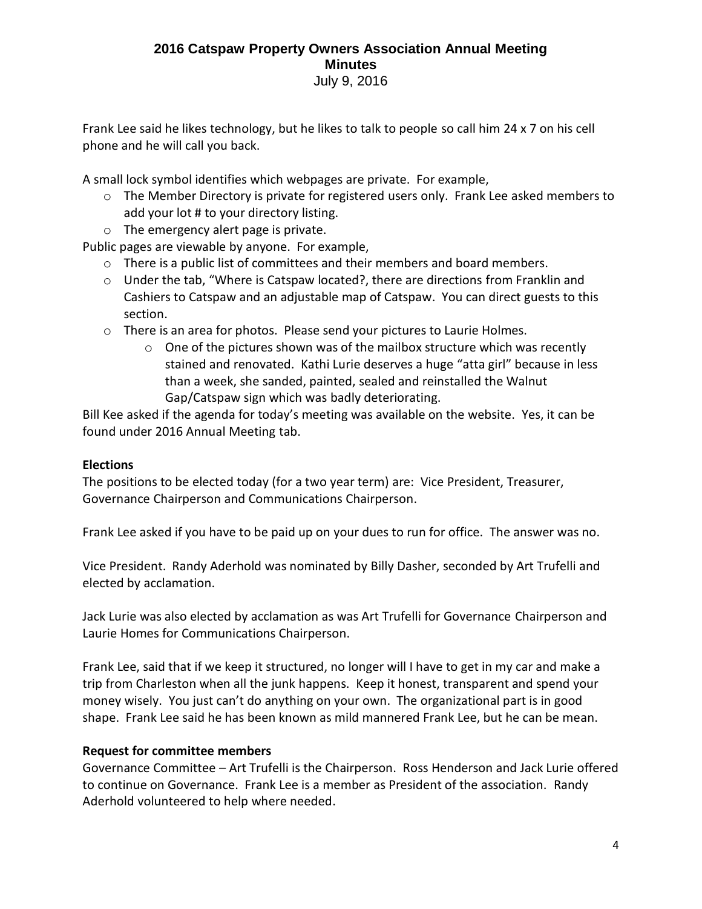Frank Lee said he likes technology, but he likes to talk to people so call him 24 x 7 on his cell phone and he will call you back.

A small lock symbol identifies which webpages are private. For example,

- The Member Directory is private for registered users only. Frank Lee asked members to add your lot # to your directory listing.
- The emergency alert page is private.

Public pages are viewable by anyone. For example,

- There is a public list of committees and their members and board members.
- Under the tab, "Where is Catspaw located?, there are directions from Franklin and Cashiers to Catspaw and an adjustable map of Catspaw. You can direct guests to this section.
- There is an area for photos. Please send your pictures to Laurie Holmes.
  - One of the pictures shown was of the mailbox structure which was recently stained and renovated. Kathi Lurie deserves a huge "atta girl" because in less than a week, she sanded, painted, sealed and reinstalled the Walnut Gap/Catspaw sign which was badly deteriorating.

Bill Kee asked if the agenda for today's meeting was available on the website. Yes, it can be found under 2016 Annual Meeting tab.

**Elections**

The positions to be elected today (for a two year term) are: Vice President, Treasurer, Governance Chairperson and Communications Chairperson.

Frank Lee asked if you have to be paid up on your dues to run for office. The answer was no.

Vice President. Randy Aderhold was nominated by Billy Dasher, seconded by Art Trufelli and elected by acclamation.

Jack Lurie was also elected by acclamation as was Art Trufelli for Governance Chairperson and Laurie Homes for Communications Chairperson.

Frank Lee, said that if we keep it structured, no longer will I have to get in my car and make a trip from Charleston when all the junk happens. Keep it honest, transparent and spend your money wisely. You just can't do anything on your own. The organizational part is in good shape. Frank Lee said he has been known as mild mannered Frank Lee, but he can be mean.

**Request for committee members**

Governance Committee – Art Trufelli is the Chairperson. Ross Henderson and Jack Lurie offered to continue on Governance. Frank Lee is a member as President of the association. Randy Aderhold volunteered to help where needed.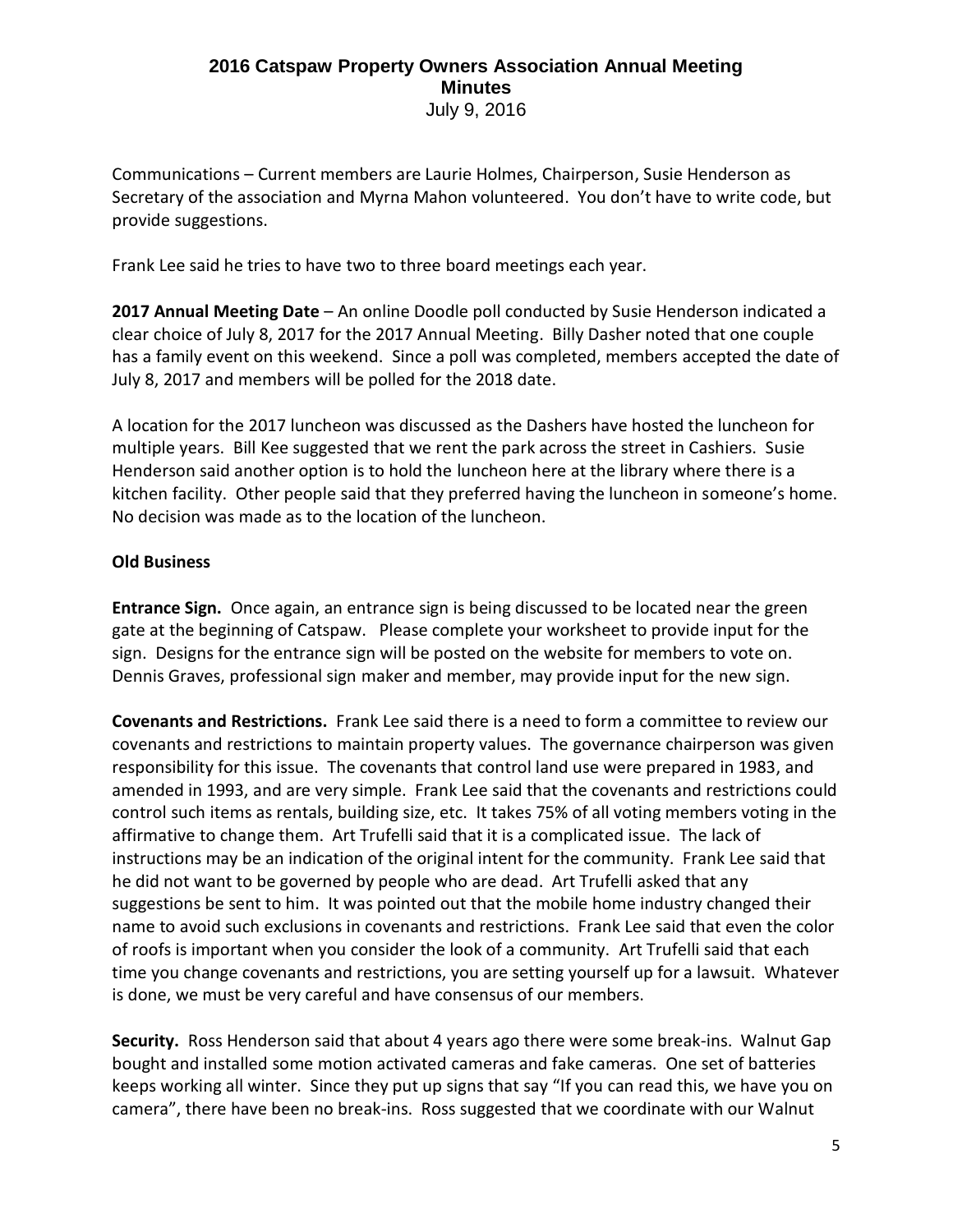Communications – Current members are Laurie Holmes, Chairperson, Susie Henderson as Secretary of the association and Myrna Mahon volunteered. You don't have to write code, but provide suggestions.

Frank Lee said he tries to have two to three board meetings each year.

**2017 Annual Meeting Date** – An online Doodle poll conducted by Susie Henderson indicated a clear choice of July 8, 2017 for the 2017 Annual Meeting. Billy Dasher noted that one couple has a family event on this weekend. Since a poll was completed, members accepted the date of July 8, 2017 and members will be polled for the 2018 date.

A location for the 2017 luncheon was discussed as the Dashers have hosted the luncheon for multiple years. Bill Kee suggested that we rent the park across the street in Cashiers. Susie Henderson said another option is to hold the luncheon here at the library where there is a kitchen facility. Other people said that they preferred having the luncheon in someone's home. No decision was made as to the location of the luncheon.

**Old Business**

**Entrance Sign.** Once again, an entrance sign is being discussed to be located near the green gate at the beginning of Catspaw. Please complete your worksheet to provide input for the sign. Designs for the entrance sign will be posted on the website for members to vote on. Dennis Graves, professional sign maker and member, may provide input for the new sign.

**Covenants and Restrictions.** Frank Lee said there is a need to form a committee to review our covenants and restrictions to maintain property values. The governance chairperson was given responsibility for this issue. The covenants that control land use were prepared in 1983, and amended in 1993, and are very simple. Frank Lee said that the covenants and restrictions could control such items as rentals, building size, etc. It takes 75% of all voting members voting in the affirmative to change them. Art Trufelli said that it is a complicated issue. The lack of instructions may be an indication of the original intent for the community. Frank Lee said that he did not want to be governed by people who are dead. Art Trufelli asked that any suggestions be sent to him. It was pointed out that the mobile home industry changed their name to avoid such exclusions in covenants and restrictions. Frank Lee said that even the color of roofs is important when you consider the look of a community. Art Trufelli said that each time you change covenants and restrictions, you are setting yourself up for a lawsuit. Whatever is done, we must be very careful and have consensus of our members.

**Security.** Ross Henderson said that about 4 years ago there were some break-ins. Walnut Gap bought and installed some motion activated cameras and fake cameras. One set of batteries keeps working all winter. Since they put up signs that say "If you can read this, we have you on camera", there have been no break-ins. Ross suggested that we coordinate with our Walnut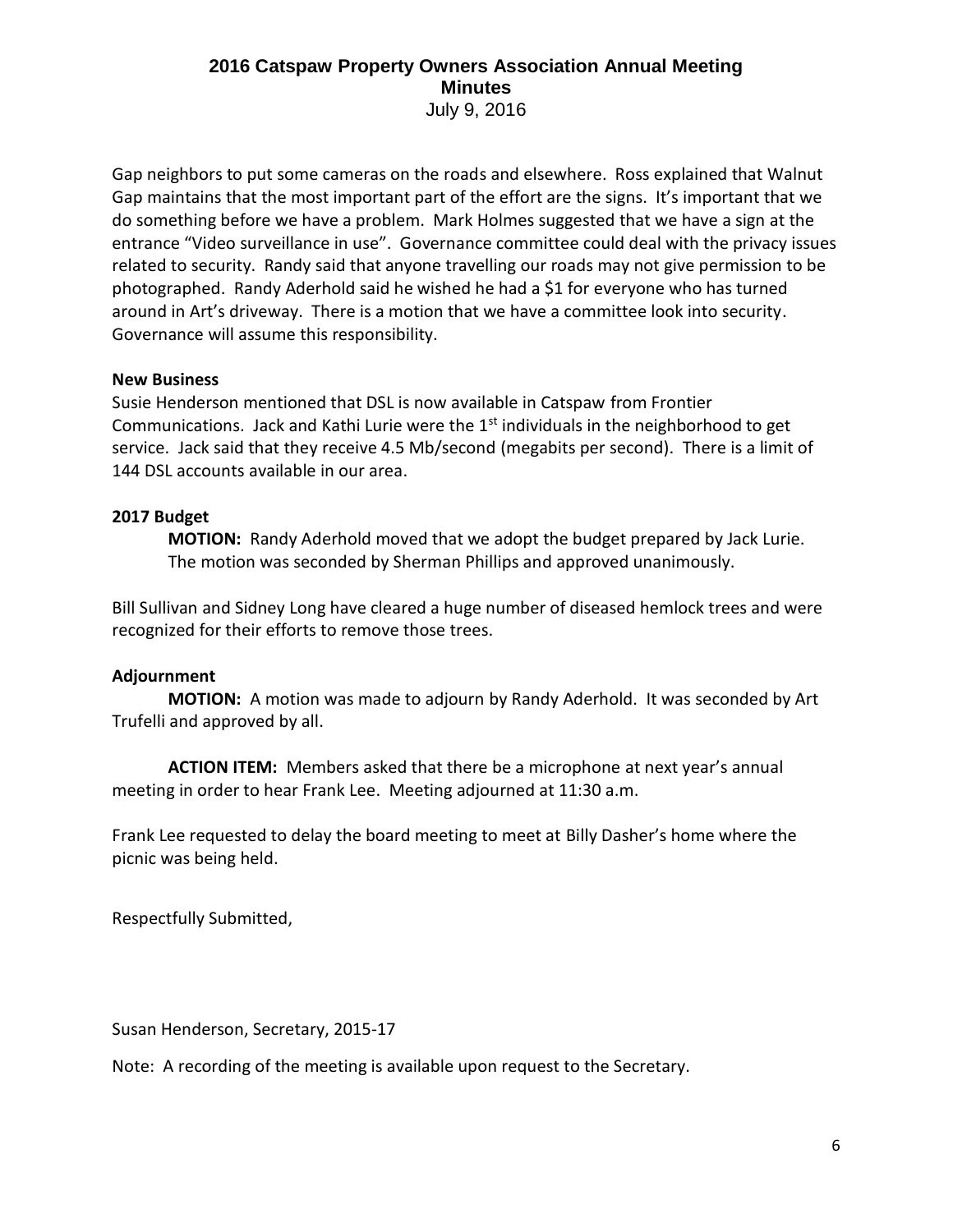Gap neighbors to put some cameras on the roads and elsewhere. Ross explained that Walnut Gap maintains that the most important part of the effort are the signs. It's important that we do something before we have a problem. Mark Holmes suggested that we have a sign at the entrance "Video surveillance in use". Governance committee could deal with the privacy issues related to security. Randy said that anyone travelling our roads may not give permission to be photographed. Randy Aderhold said he wished he had a $1 for everyone who has turned around in Art's driveway. There is a motion that we have a committee look into security. Governance will assume this responsibility.

**New Business**

Susie Henderson mentioned that DSL is now available in Catspaw from Frontier Communications. Jack and Kathi Lurie were the 1st individuals in the neighborhood to get service. Jack said that they receive 4.5 Mb/second (megabits per second). There is a limit of 144 DSL accounts available in our area.

**2017 Budget**

**MOTION:** Randy Aderhold moved that we adopt the budget prepared by Jack Lurie. The motion was seconded by Sherman Phillips and approved unanimously.

Bill Sullivan and Sidney Long have cleared a huge number of diseased hemlock trees and were recognized for their efforts to remove those trees.

**Adjournment**

**MOTION:** A motion was made to adjourn by Randy Aderhold. It was seconded by Art Trufelli and approved by all.

**ACTION ITEM:** Members asked that there be a microphone at next year's annual meeting in order to hear Frank Lee. Meeting adjourned at 11:30 a.m.

Frank Lee requested to delay the board meeting to meet at Billy Dasher's home where the picnic was being held.

Respectfully Submitted,

Susan Henderson, Secretary, 2015-17

Note: A recording of the meeting is available upon request to the Secretary.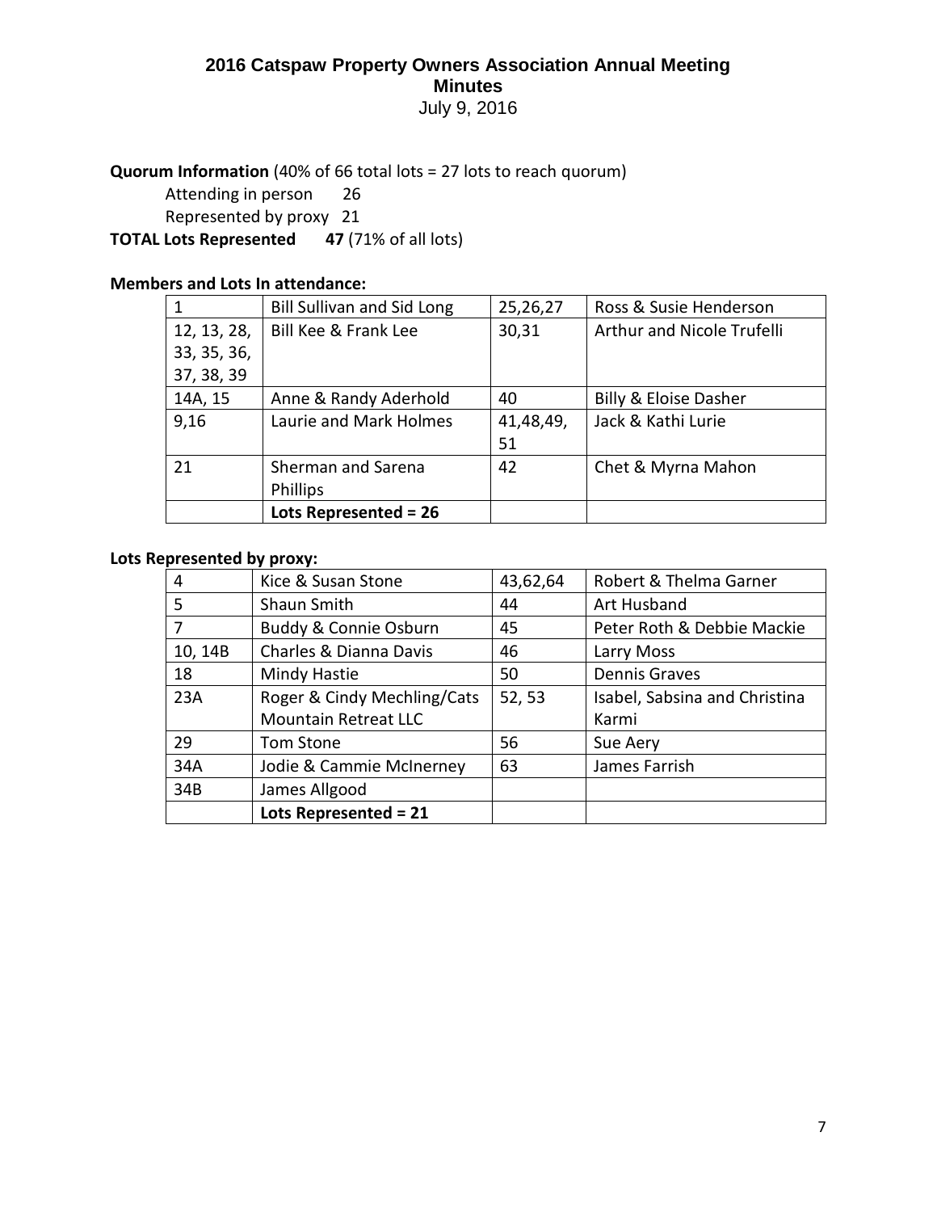# 2016 Catspaw Property Owners Association Annual Meeting
## Minutes
July 9, 2016

**Quorum Information** (40% of 66 total lots = 27 lots to reach quorum)

Attending in person 26

Represented by proxy 21

**TOTAL Lots Represented 47** (71% of all lots)

**Members and Lots In attendance:**

| | | | |
|---|---|---|---|
| 1 | Bill Sullivan and Sid Long | 25,26,27 | Ross & Susie Henderson |
| 12, 13, 28, 33, 35, 36, 37, 38, 39 | Bill Kee & Frank Lee | 30,31 | Arthur and Nicole Trufelli |
| 14A, 15 | Anne & Randy Aderhold | 40 | Billy & Eloise Dasher |
| 9,16 | Laurie and Mark Holmes | 41,48,49, 51 | Jack & Kathi Lurie |
| 21 | Sherman and Sarena Phillips | 42 | Chet & Myrna Mahon |
| | **Lots Represented = 26** | | |

**Lots Represented by proxy:**

| | | | |
|---|---|---|---|
| 4 | Kice & Susan Stone | 43,62,64 | Robert & Thelma Garner |
| 5 | Shaun Smith | 44 | Art Husband |
| 7 | Buddy & Connie Osburn | 45 | Peter Roth & Debbie Mackie |
| 10, 14B | Charles & Dianna Davis | 46 | Larry Moss |
| 18 | Mindy Hastie | 50 | Dennis Graves |
| 23A | Roger & Cindy Mechling/Cats Mountain Retreat LLC | 52, 53 | Isabel, Sabsina and Christina Karmi |
| 29 | Tom Stone | 56 | Sue Aery |
| 34A | Jodie & Cammie McInerney | 63 | James Farrish |
| 34B | James Allgood | | |
| | **Lots Represented = 21** | | |